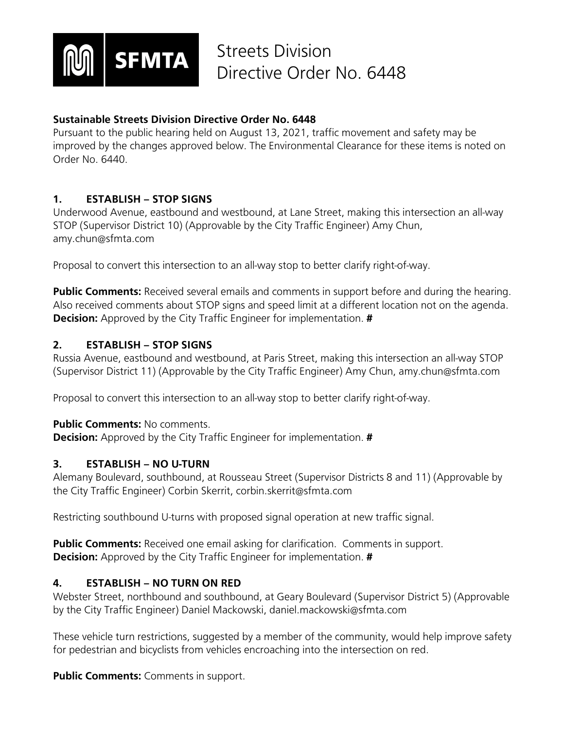# Streets Division Directive Order No. 6448

**Sustainable Streets Division Directive Order No. 6448**
Pursuant to the public hearing held on August 13, 2021, traffic movement and safety may be improved by the changes approved below. The Environmental Clearance for these items is noted on Order No. 6440.

### 1. ESTABLISH – STOP SIGNS

Underwood Avenue, eastbound and westbound, at Lane Street, making this intersection an all-way STOP (Supervisor District 10) (Approvable by the City Traffic Engineer) Amy Chun, amy.chun@sfmta.com

Proposal to convert this intersection to an all-way stop to better clarify right-of-way.

**Public Comments:** Received several emails and comments in support before and during the hearing. Also received comments about STOP signs and speed limit at a different location not on the agenda.
**Decision:** Approved by the City Traffic Engineer for implementation. **#**

### 2. ESTABLISH – STOP SIGNS

Russia Avenue, eastbound and westbound, at Paris Street, making this intersection an all-way STOP (Supervisor District 11) (Approvable by the City Traffic Engineer) Amy Chun, amy.chun@sfmta.com

Proposal to convert this intersection to an all-way stop to better clarify right-of-way.

**Public Comments:** No comments.
**Decision:** Approved by the City Traffic Engineer for implementation. **#**

### 3. ESTABLISH – NO U-TURN

Alemany Boulevard, southbound, at Rousseau Street (Supervisor Districts 8 and 11) (Approvable by the City Traffic Engineer) Corbin Skerrit, corbin.skerrit@sfmta.com

Restricting southbound U-turns with proposed signal operation at new traffic signal.

**Public Comments:** Received one email asking for clarification. Comments in support.
**Decision:** Approved by the City Traffic Engineer for implementation. **#**

### 4. ESTABLISH – NO TURN ON RED

Webster Street, northbound and southbound, at Geary Boulevard (Supervisor District 5) (Approvable by the City Traffic Engineer) Daniel Mackowski, daniel.mackowski@sfmta.com

These vehicle turn restrictions, suggested by a member of the community, would help improve safety for pedestrian and bicyclists from vehicles encroaching into the intersection on red.

**Public Comments:** Comments in support.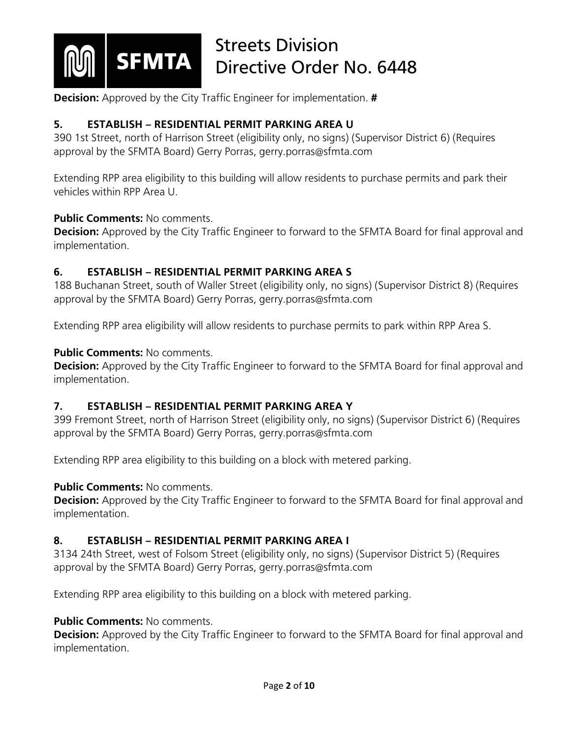**Decision:** Approved by the City Traffic Engineer for implementation. **#**

### 5. ESTABLISH – RESIDENTIAL PERMIT PARKING AREA U

390 1st Street, north of Harrison Street (eligibility only, no signs) (Supervisor District 6) (Requires approval by the SFMTA Board) Gerry Porras, gerry.porras@sfmta.com

Extending RPP area eligibility to this building will allow residents to purchase permits and park their vehicles within RPP Area U.

**Public Comments:** No comments.
**Decision:** Approved by the City Traffic Engineer to forward to the SFMTA Board for final approval and implementation.

### 6. ESTABLISH – RESIDENTIAL PERMIT PARKING AREA S

188 Buchanan Street, south of Waller Street (eligibility only, no signs) (Supervisor District 8) (Requires approval by the SFMTA Board) Gerry Porras, gerry.porras@sfmta.com

Extending RPP area eligibility will allow residents to purchase permits to park within RPP Area S.

**Public Comments:** No comments.
**Decision:** Approved by the City Traffic Engineer to forward to the SFMTA Board for final approval and implementation.

### 7. ESTABLISH – RESIDENTIAL PERMIT PARKING AREA Y

399 Fremont Street, north of Harrison Street (eligibility only, no signs) (Supervisor District 6) (Requires approval by the SFMTA Board) Gerry Porras, gerry.porras@sfmta.com

Extending RPP area eligibility to this building on a block with metered parking.

**Public Comments:** No comments.
**Decision:** Approved by the City Traffic Engineer to forward to the SFMTA Board for final approval and implementation.

### 8. ESTABLISH – RESIDENTIAL PERMIT PARKING AREA I

3134 24th Street, west of Folsom Street (eligibility only, no signs) (Supervisor District 5) (Requires approval by the SFMTA Board) Gerry Porras, gerry.porras@sfmta.com

Extending RPP area eligibility to this building on a block with metered parking.

**Public Comments:** No comments.
**Decision:** Approved by the City Traffic Engineer to forward to the SFMTA Board for final approval and implementation.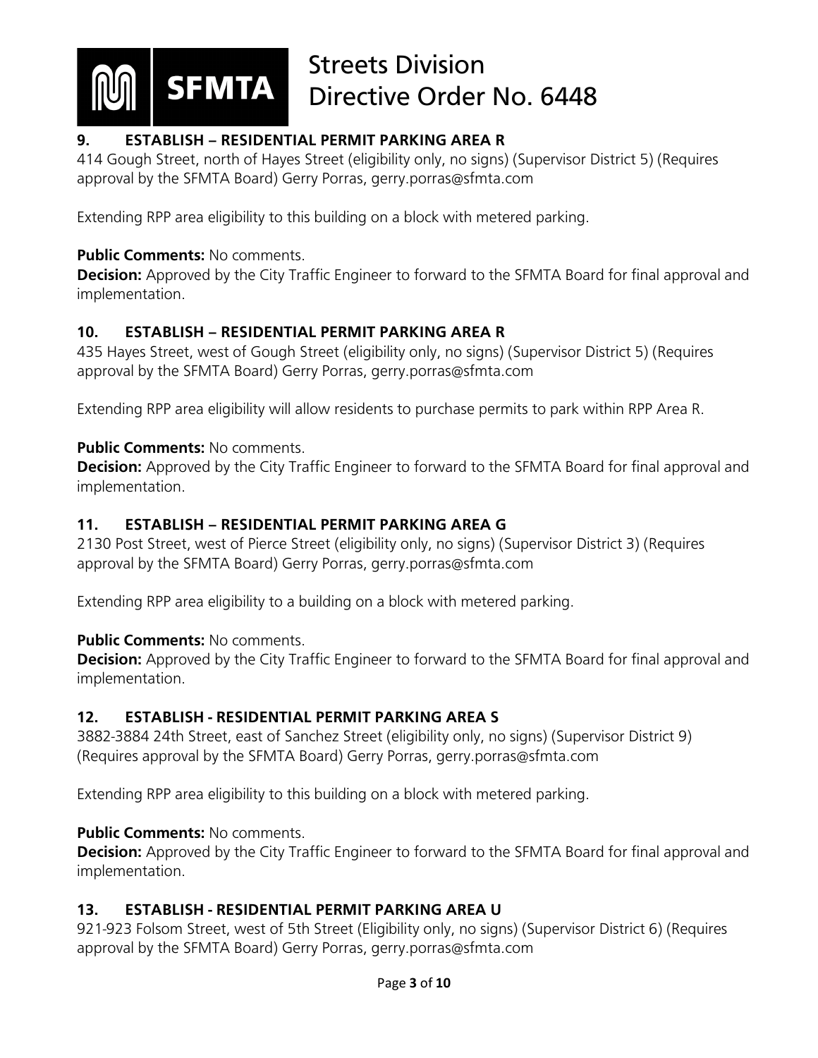### 9. ESTABLISH – RESIDENTIAL PERMIT PARKING AREA R

414 Gough Street, north of Hayes Street (eligibility only, no signs) (Supervisor District 5) (Requires approval by the SFMTA Board) Gerry Porras, gerry.porras@sfmta.com

Extending RPP area eligibility to this building on a block with metered parking.

**Public Comments:** No comments.
**Decision:** Approved by the City Traffic Engineer to forward to the SFMTA Board for final approval and implementation.

### 10. ESTABLISH – RESIDENTIAL PERMIT PARKING AREA R

435 Hayes Street, west of Gough Street (eligibility only, no signs) (Supervisor District 5) (Requires approval by the SFMTA Board) Gerry Porras, gerry.porras@sfmta.com

Extending RPP area eligibility will allow residents to purchase permits to park within RPP Area R.

**Public Comments:** No comments.
**Decision:** Approved by the City Traffic Engineer to forward to the SFMTA Board for final approval and implementation.

### 11. ESTABLISH – RESIDENTIAL PERMIT PARKING AREA G

2130 Post Street, west of Pierce Street (eligibility only, no signs) (Supervisor District 3) (Requires approval by the SFMTA Board) Gerry Porras, gerry.porras@sfmta.com

Extending RPP area eligibility to a building on a block with metered parking.

**Public Comments:** No comments.
**Decision:** Approved by the City Traffic Engineer to forward to the SFMTA Board for final approval and implementation.

### 12. ESTABLISH - RESIDENTIAL PERMIT PARKING AREA S

3882-3884 24th Street, east of Sanchez Street (eligibility only, no signs) (Supervisor District 9) (Requires approval by the SFMTA Board) Gerry Porras, gerry.porras@sfmta.com

Extending RPP area eligibility to this building on a block with metered parking.

**Public Comments:** No comments.
**Decision:** Approved by the City Traffic Engineer to forward to the SFMTA Board for final approval and implementation.

### 13. ESTABLISH - RESIDENTIAL PERMIT PARKING AREA U

921-923 Folsom Street, west of 5th Street (Eligibility only, no signs) (Supervisor District 6) (Requires approval by the SFMTA Board) Gerry Porras, gerry.porras@sfmta.com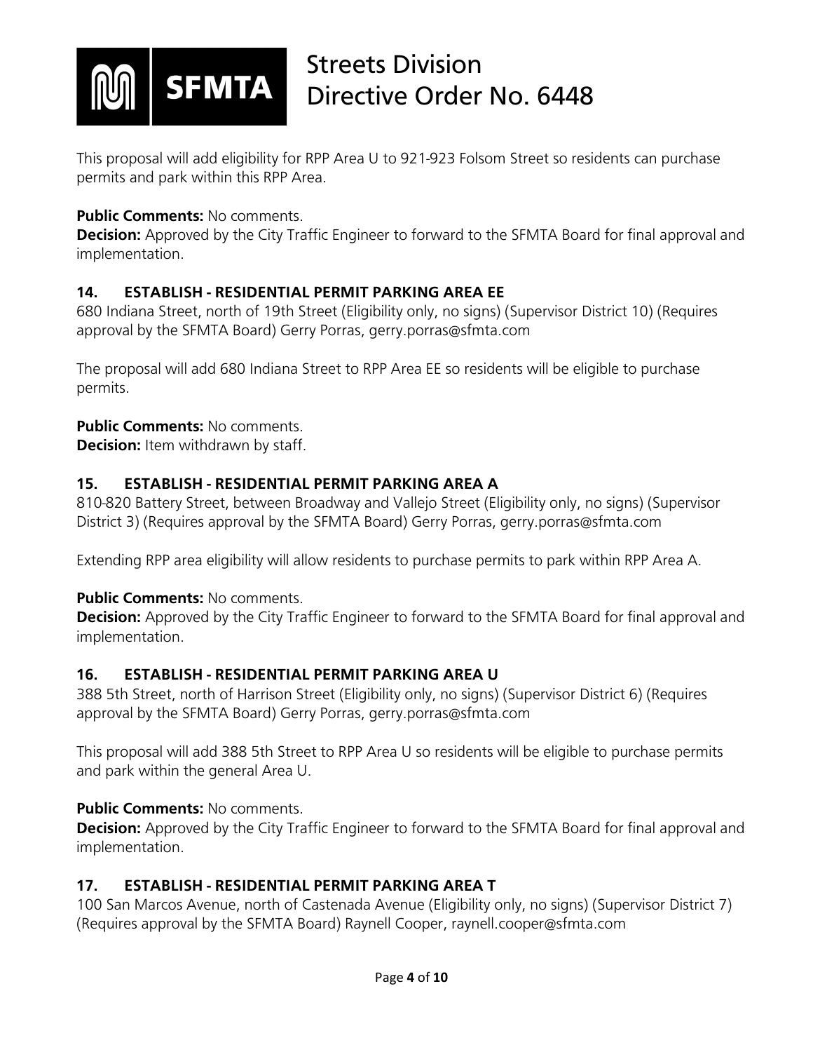This proposal will add eligibility for RPP Area U to 921-923 Folsom Street so residents can purchase permits and park within this RPP Area.

**Public Comments:** No comments.
**Decision:** Approved by the City Traffic Engineer to forward to the SFMTA Board for final approval and implementation.

### 14. ESTABLISH - RESIDENTIAL PERMIT PARKING AREA EE

680 Indiana Street, north of 19th Street (Eligibility only, no signs) (Supervisor District 10) (Requires approval by the SFMTA Board) Gerry Porras, gerry.porras@sfmta.com

The proposal will add 680 Indiana Street to RPP Area EE so residents will be eligible to purchase permits.

**Public Comments:** No comments.
**Decision:** Item withdrawn by staff.

### 15. ESTABLISH - RESIDENTIAL PERMIT PARKING AREA A

810-820 Battery Street, between Broadway and Vallejo Street (Eligibility only, no signs) (Supervisor District 3) (Requires approval by the SFMTA Board) Gerry Porras, gerry.porras@sfmta.com

Extending RPP area eligibility will allow residents to purchase permits to park within RPP Area A.

**Public Comments:** No comments.
**Decision:** Approved by the City Traffic Engineer to forward to the SFMTA Board for final approval and implementation.

### 16. ESTABLISH - RESIDENTIAL PERMIT PARKING AREA U

388 5th Street, north of Harrison Street (Eligibility only, no signs) (Supervisor District 6) (Requires approval by the SFMTA Board) Gerry Porras, gerry.porras@sfmta.com

This proposal will add 388 5th Street to RPP Area U so residents will be eligible to purchase permits and park within the general Area U.

**Public Comments:** No comments.
**Decision:** Approved by the City Traffic Engineer to forward to the SFMTA Board for final approval and implementation.

### 17. ESTABLISH - RESIDENTIAL PERMIT PARKING AREA T

100 San Marcos Avenue, north of Castenada Avenue (Eligibility only, no signs) (Supervisor District 7) (Requires approval by the SFMTA Board) Raynell Cooper, raynell.cooper@sfmta.com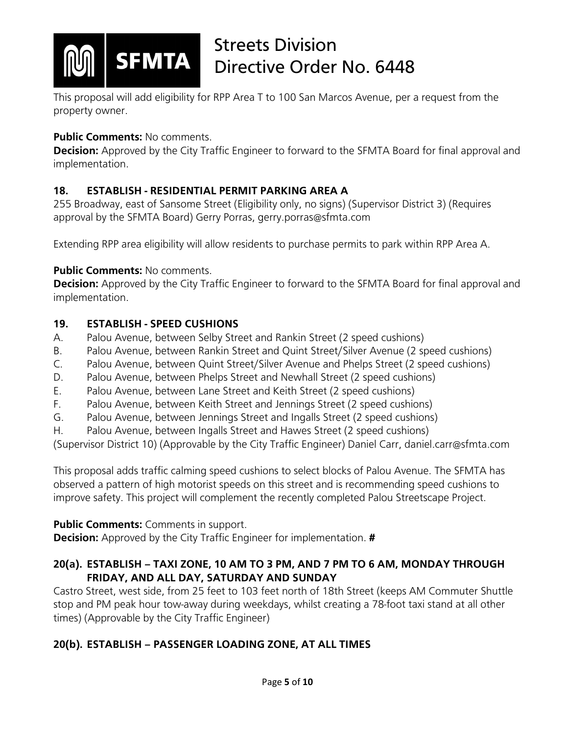This proposal will add eligibility for RPP Area T to 100 San Marcos Avenue, per a request from the property owner.

**Public Comments:** No comments.
**Decision:** Approved by the City Traffic Engineer to forward to the SFMTA Board for final approval and implementation.

### 18. ESTABLISH - RESIDENTIAL PERMIT PARKING AREA A

255 Broadway, east of Sansome Street (Eligibility only, no signs) (Supervisor District 3) (Requires approval by the SFMTA Board) Gerry Porras, gerry.porras@sfmta.com

Extending RPP area eligibility will allow residents to purchase permits to park within RPP Area A.

**Public Comments:** No comments.
**Decision:** Approved by the City Traffic Engineer to forward to the SFMTA Board for final approval and implementation.

### 19. ESTABLISH - SPEED CUSHIONS

A. Palou Avenue, between Selby Street and Rankin Street (2 speed cushions)
B. Palou Avenue, between Rankin Street and Quint Street/Silver Avenue (2 speed cushions)
C. Palou Avenue, between Quint Street/Silver Avenue and Phelps Street (2 speed cushions)
D. Palou Avenue, between Phelps Street and Newhall Street (2 speed cushions)
E. Palou Avenue, between Lane Street and Keith Street (2 speed cushions)
F. Palou Avenue, between Keith Street and Jennings Street (2 speed cushions)
G. Palou Avenue, between Jennings Street and Ingalls Street (2 speed cushions)
H. Palou Avenue, between Ingalls Street and Hawes Street (2 speed cushions)

(Supervisor District 10) (Approvable by the City Traffic Engineer) Daniel Carr, daniel.carr@sfmta.com

This proposal adds traffic calming speed cushions to select blocks of Palou Avenue. The SFMTA has observed a pattern of high motorist speeds on this street and is recommending speed cushions to improve safety. This project will complement the recently completed Palou Streetscape Project.

**Public Comments:** Comments in support.
**Decision:** Approved by the City Traffic Engineer for implementation. **#**

### 20(a). ESTABLISH – TAXI ZONE, 10 AM TO 3 PM, AND 7 PM TO 6 AM, MONDAY THROUGH FRIDAY, AND ALL DAY, SATURDAY AND SUNDAY

Castro Street, west side, from 25 feet to 103 feet north of 18th Street (keeps AM Commuter Shuttle stop and PM peak hour tow-away during weekdays, whilst creating a 78-foot taxi stand at all other times) (Approvable by the City Traffic Engineer)

### 20(b). ESTABLISH – PASSENGER LOADING ZONE, AT ALL TIMES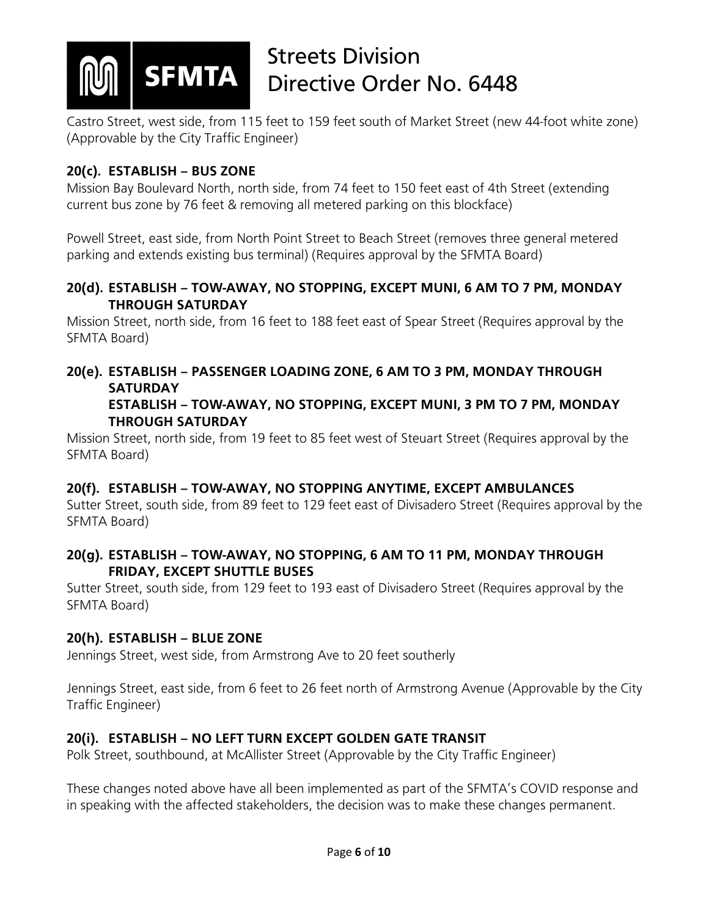Castro Street, west side, from 115 feet to 159 feet south of Market Street (new 44-foot white zone) (Approvable by the City Traffic Engineer)

### 20(c). ESTABLISH – BUS ZONE

Mission Bay Boulevard North, north side, from 74 feet to 150 feet east of 4th Street (extending current bus zone by 76 feet & removing all metered parking on this blockface)

Powell Street, east side, from North Point Street to Beach Street (removes three general metered parking and extends existing bus terminal) (Requires approval by the SFMTA Board)

### 20(d). ESTABLISH – TOW-AWAY, NO STOPPING, EXCEPT MUNI, 6 AM TO 7 PM, MONDAY THROUGH SATURDAY

Mission Street, north side, from 16 feet to 188 feet east of Spear Street (Requires approval by the SFMTA Board)

### 20(e). ESTABLISH – PASSENGER LOADING ZONE, 6 AM TO 3 PM, MONDAY THROUGH SATURDAY ESTABLISH – TOW-AWAY, NO STOPPING, EXCEPT MUNI, 3 PM TO 7 PM, MONDAY THROUGH SATURDAY

Mission Street, north side, from 19 feet to 85 feet west of Steuart Street (Requires approval by the SFMTA Board)

### 20(f). ESTABLISH – TOW-AWAY, NO STOPPING ANYTIME, EXCEPT AMBULANCES

Sutter Street, south side, from 89 feet to 129 feet east of Divisadero Street (Requires approval by the SFMTA Board)

### 20(g). ESTABLISH – TOW-AWAY, NO STOPPING, 6 AM TO 11 PM, MONDAY THROUGH FRIDAY, EXCEPT SHUTTLE BUSES

Sutter Street, south side, from 129 feet to 193 east of Divisadero Street (Requires approval by the SFMTA Board)

### 20(h). ESTABLISH – BLUE ZONE

Jennings Street, west side, from Armstrong Ave to 20 feet southerly

Jennings Street, east side, from 6 feet to 26 feet north of Armstrong Avenue (Approvable by the City Traffic Engineer)

### 20(i). ESTABLISH – NO LEFT TURN EXCEPT GOLDEN GATE TRANSIT

Polk Street, southbound, at McAllister Street (Approvable by the City Traffic Engineer)

These changes noted above have all been implemented as part of the SFMTA's COVID response and in speaking with the affected stakeholders, the decision was to make these changes permanent.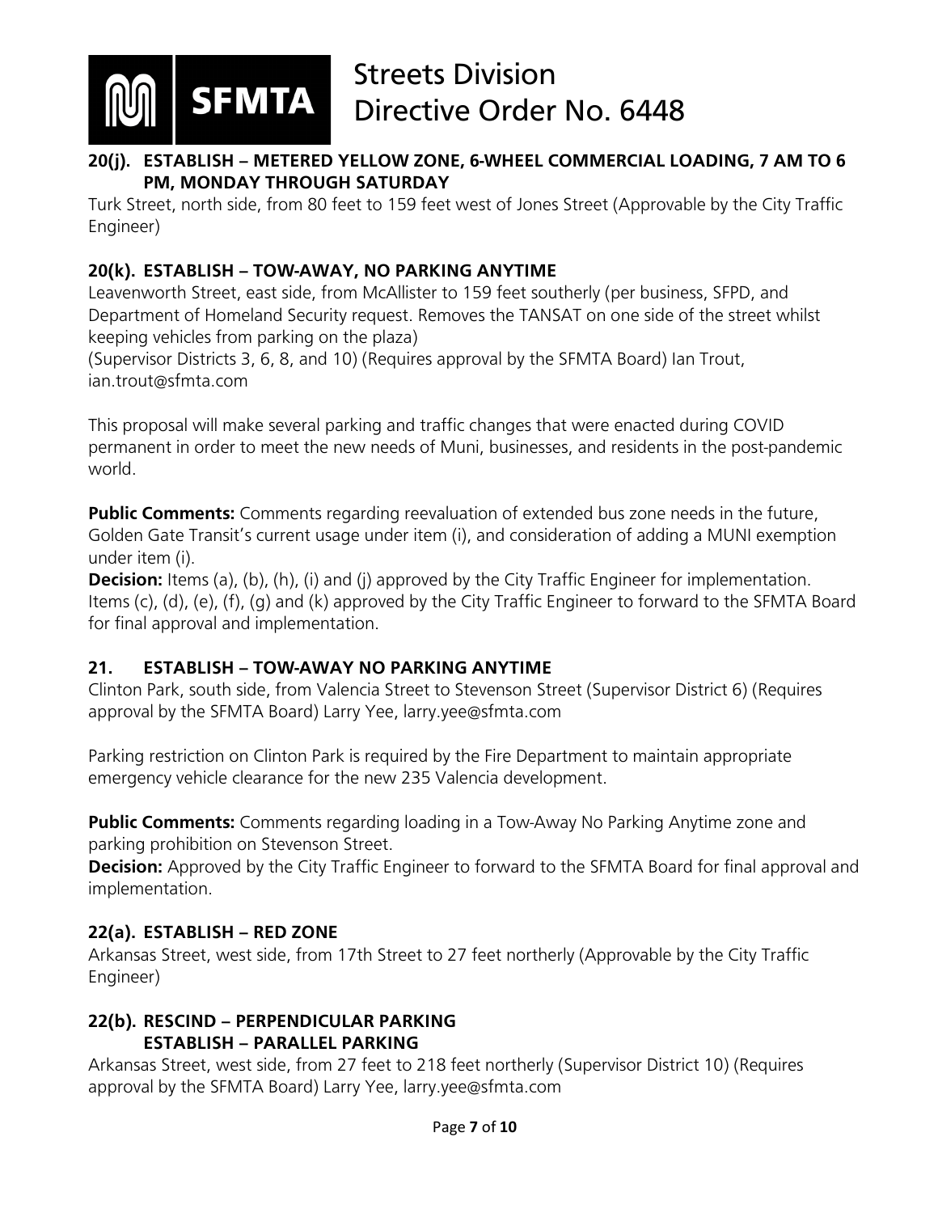#### 20(j). ESTABLISH – METERED YELLOW ZONE, 6-WHEEL COMMERCIAL LOADING, 7 AM TO 6 PM, MONDAY THROUGH SATURDAY

Turk Street, north side, from 80 feet to 159 feet west of Jones Street (Approvable by the City Traffic Engineer)

#### 20(k). ESTABLISH – TOW-AWAY, NO PARKING ANYTIME

Leavenworth Street, east side, from McAllister to 159 feet southerly (per business, SFPD, and Department of Homeland Security request. Removes the TANSAT on one side of the street whilst keeping vehicles from parking on the plaza)
(Supervisor Districts 3, 6, 8, and 10) (Requires approval by the SFMTA Board) Ian Trout, ian.trout@sfmta.com

This proposal will make several parking and traffic changes that were enacted during COVID permanent in order to meet the new needs of Muni, businesses, and residents in the post-pandemic world.

**Public Comments:** Comments regarding reevaluation of extended bus zone needs in the future, Golden Gate Transit's current usage under item (i), and consideration of adding a MUNI exemption under item (i).
**Decision:** Items (a), (b), (h), (i) and (j) approved by the City Traffic Engineer for implementation. Items (c), (d), (e), (f), (g) and (k) approved by the City Traffic Engineer to forward to the SFMTA Board for final approval and implementation.

#### 21. ESTABLISH – TOW-AWAY NO PARKING ANYTIME

Clinton Park, south side, from Valencia Street to Stevenson Street (Supervisor District 6) (Requires approval by the SFMTA Board) Larry Yee, larry.yee@sfmta.com

Parking restriction on Clinton Park is required by the Fire Department to maintain appropriate emergency vehicle clearance for the new 235 Valencia development.

**Public Comments:** Comments regarding loading in a Tow-Away No Parking Anytime zone and parking prohibition on Stevenson Street.
**Decision:** Approved by the City Traffic Engineer to forward to the SFMTA Board for final approval and implementation.

#### 22(a). ESTABLISH – RED ZONE

Arkansas Street, west side, from 17th Street to 27 feet northerly (Approvable by the City Traffic Engineer)

#### 22(b). RESCIND – PERPENDICULAR PARKING
#### ESTABLISH – PARALLEL PARKING

Arkansas Street, west side, from 27 feet to 218 feet northerly (Supervisor District 10) (Requires approval by the SFMTA Board) Larry Yee, larry.yee@sfmta.com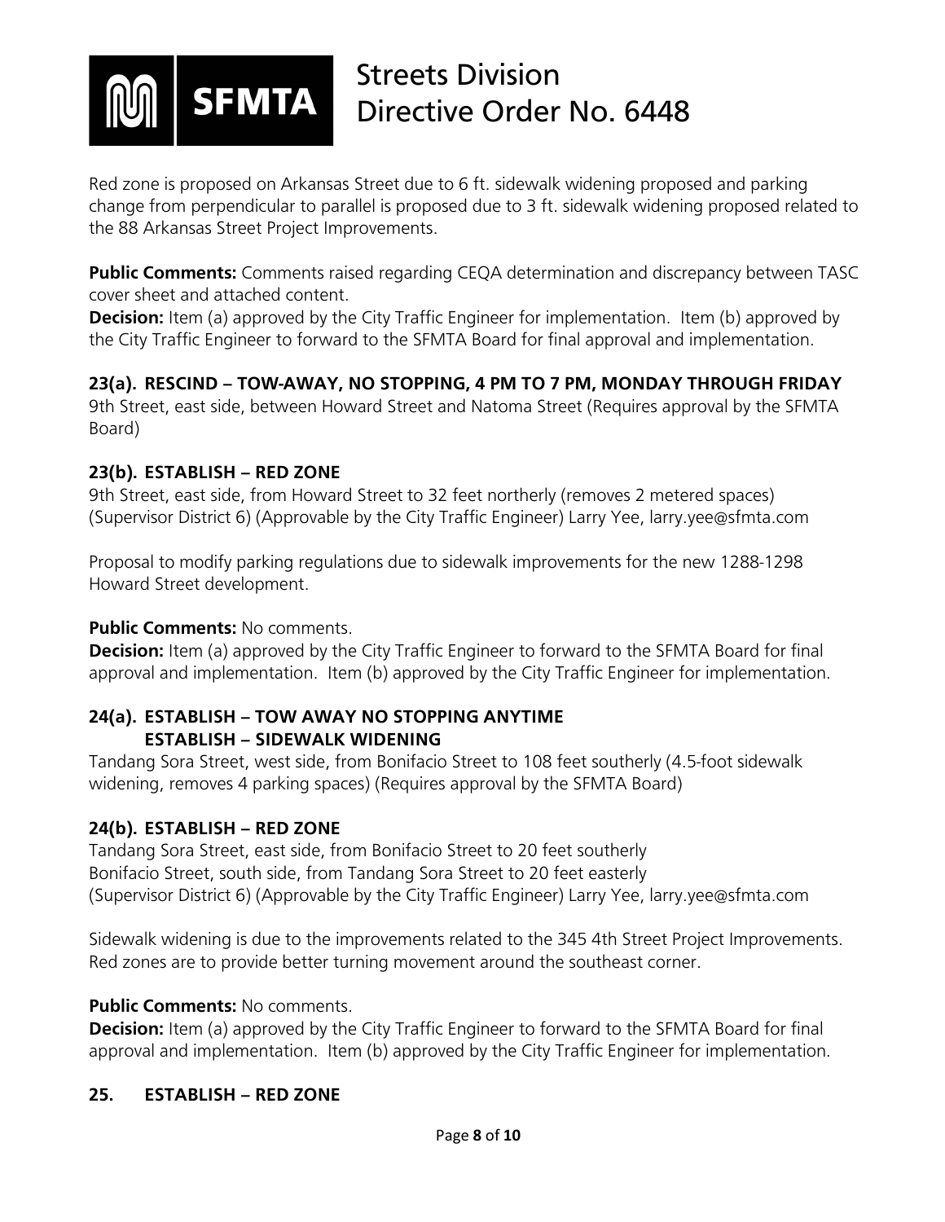Red zone is proposed on Arkansas Street due to 6 ft. sidewalk widening proposed and parking change from perpendicular to parallel is proposed due to 3 ft. sidewalk widening proposed related to the 88 Arkansas Street Project Improvements.

**Public Comments:** Comments raised regarding CEQA determination and discrepancy between TASC cover sheet and attached content.
**Decision:** Item (a) approved by the City Traffic Engineer for implementation. Item (b) approved by the City Traffic Engineer to forward to the SFMTA Board for final approval and implementation.

**23(a). RESCIND – TOW-AWAY, NO STOPPING, 4 PM TO 7 PM, MONDAY THROUGH FRIDAY**
9th Street, east side, between Howard Street and Natoma Street (Requires approval by the SFMTA Board)

**23(b). ESTABLISH – RED ZONE**
9th Street, east side, from Howard Street to 32 feet northerly (removes 2 metered spaces) (Supervisor District 6) (Approvable by the City Traffic Engineer) Larry Yee, larry.yee@sfmta.com

Proposal to modify parking regulations due to sidewalk improvements for the new 1288-1298 Howard Street development.

**Public Comments:** No comments.
**Decision:** Item (a) approved by the City Traffic Engineer to forward to the SFMTA Board for final approval and implementation. Item (b) approved by the City Traffic Engineer for implementation.

**24(a). ESTABLISH – TOW AWAY NO STOPPING ANYTIME**
**ESTABLISH – SIDEWALK WIDENING**
Tandang Sora Street, west side, from Bonifacio Street to 108 feet southerly (4.5-foot sidewalk widening, removes 4 parking spaces) (Requires approval by the SFMTA Board)

**24(b). ESTABLISH – RED ZONE**
Tandang Sora Street, east side, from Bonifacio Street to 20 feet southerly
Bonifacio Street, south side, from Tandang Sora Street to 20 feet easterly
(Supervisor District 6) (Approvable by the City Traffic Engineer) Larry Yee, larry.yee@sfmta.com

Sidewalk widening is due to the improvements related to the 345 4th Street Project Improvements. Red zones are to provide better turning movement around the southeast corner.

**Public Comments:** No comments.
**Decision:** Item (a) approved by the City Traffic Engineer to forward to the SFMTA Board for final approval and implementation. Item (b) approved by the City Traffic Engineer for implementation.

**25. ESTABLISH – RED ZONE**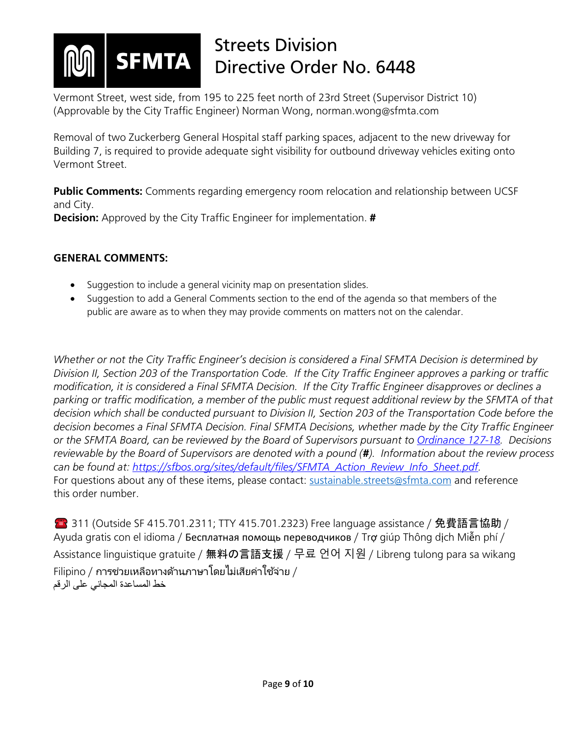Vermont Street, west side, from 195 to 225 feet north of 23rd Street (Supervisor District 10) (Approvable by the City Traffic Engineer) Norman Wong, norman.wong@sfmta.com

Removal of two Zuckerberg General Hospital staff parking spaces, adjacent to the new driveway for Building 7, is required to provide adequate sight visibility for outbound driveway vehicles exiting onto Vermont Street.

**Public Comments:** Comments regarding emergency room relocation and relationship between UCSF and City.
**Decision:** Approved by the City Traffic Engineer for implementation. **#**

**GENERAL COMMENTS:**

- Suggestion to include a general vicinity map on presentation slides.
- Suggestion to add a General Comments section to the end of the agenda so that members of the public are aware as to when they may provide comments on matters not on the calendar.

*Whether or not the City Traffic Engineer's decision is considered a Final SFMTA Decision is determined by Division II, Section 203 of the Transportation Code. If the City Traffic Engineer approves a parking or traffic modification, it is considered a Final SFMTA Decision. If the City Traffic Engineer disapproves or declines a parking or traffic modification, a member of the public must request additional review by the SFMTA of that decision which shall be conducted pursuant to Division II, Section 203 of the Transportation Code before the decision becomes a Final SFMTA Decision. Final SFMTA Decisions, whether made by the City Traffic Engineer or the SFMTA Board, can be reviewed by the Board of Supervisors pursuant to [Ordinance 127-18](). Decisions reviewable by the Board of Supervisors are denoted with a pound (**#**). Information about the review process can be found at: https://sfbos.org/sites/default/files/SFMTA_Action_Review_Info_Sheet.pdf.*
For questions about any of these items, please contact: sustainable.streets@sfmta.com and reference this order number.

☎ 311 (Outside SF 415.701.2311; TTY 415.701.2323) Free language assistance / 免費語言協助 / Ayuda gratis con el idioma / Бесплатная помощь переводчиков / Trợ giúp Thông dịch Miễn phí / Assistance linguistique gratuite / 無料の言語支援 / 무료 언어 지원 / Libreng tulong para sa wikang Filipino / การช่วยเหลือทางด้านภาษาโดยไม่เสียค่าใช้จ่าย / خط المساعدة المجاني على الرقم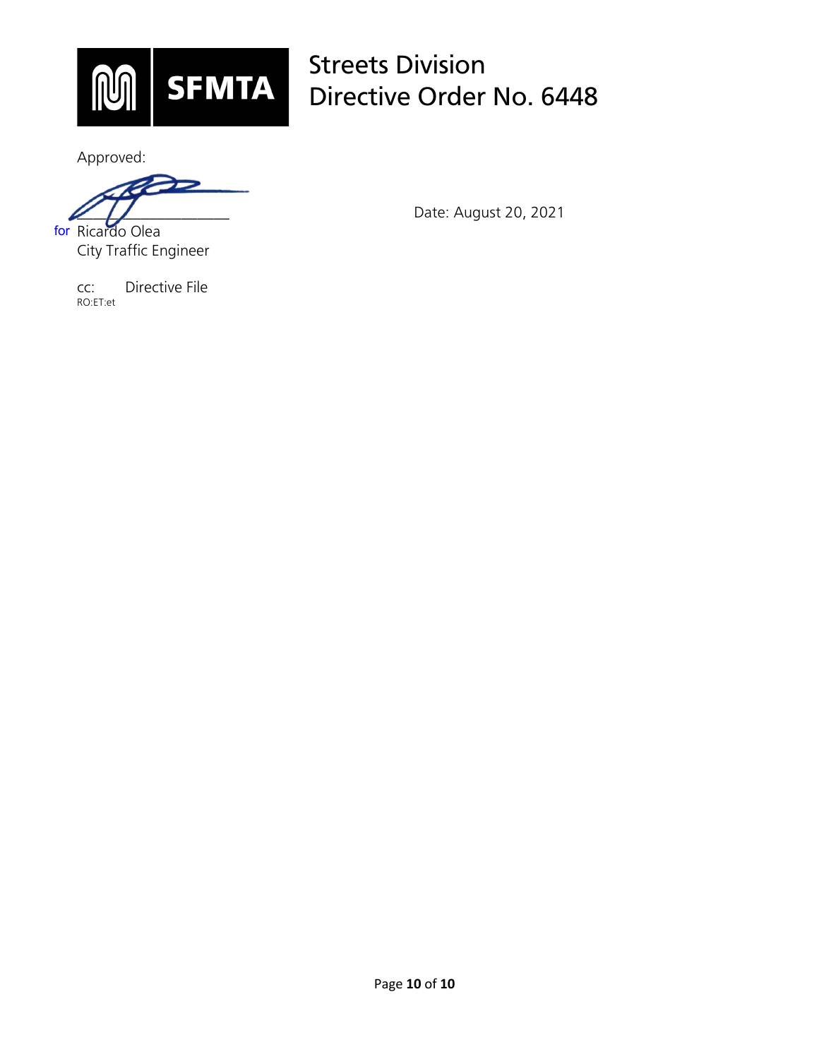# Streets Division
# Directive Order No. 6448

Approved:

\_\_\_\_\_\_\_\_\_\_\_\_\_\_\_\_\_\_\_\_

for Ricardo Olea
City Traffic Engineer

Date: August 20, 2021

cc: Directive File

RO:ET:et